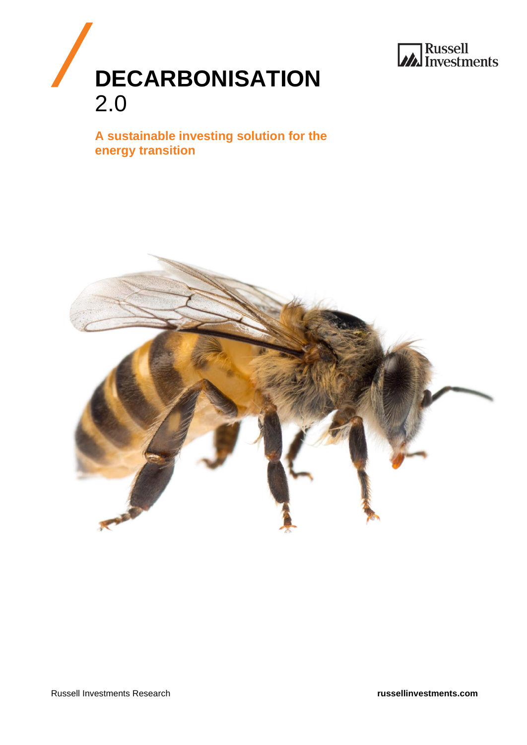# DECARBONISATION
2.0

**A sustainable investing solution for the energy transition**

Russell Investments Research

**russellinvestments.com**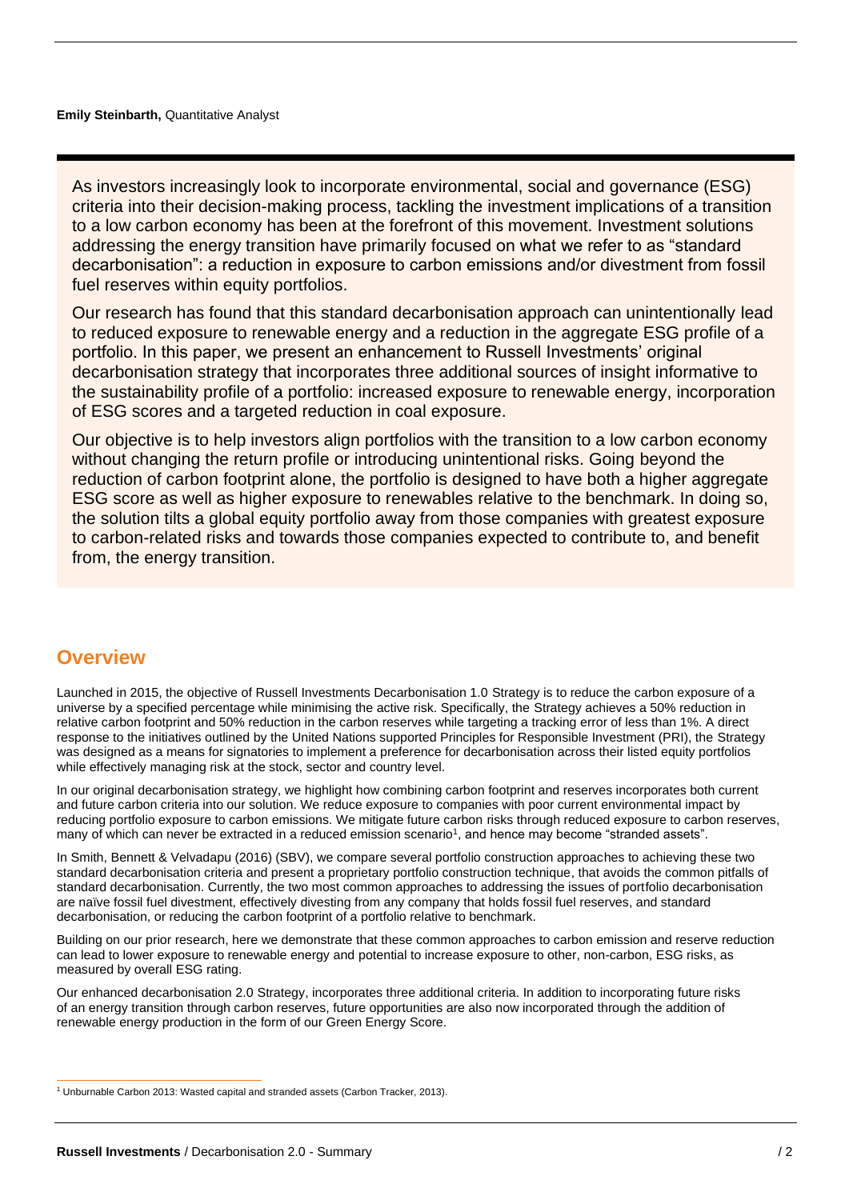**Emily Steinbarth,** Quantitative Analyst

As investors increasingly look to incorporate environmental, social and governance (ESG) criteria into their decision-making process, tackling the investment implications of a transition to a low carbon economy has been at the forefront of this movement. Investment solutions addressing the energy transition have primarily focused on what we refer to as "standard decarbonisation": a reduction in exposure to carbon emissions and/or divestment from fossil fuel reserves within equity portfolios.

Our research has found that this standard decarbonisation approach can unintentionally lead to reduced exposure to renewable energy and a reduction in the aggregate ESG profile of a portfolio. In this paper, we present an enhancement to Russell Investments' original decarbonisation strategy that incorporates three additional sources of insight informative to the sustainability profile of a portfolio: increased exposure to renewable energy, incorporation of ESG scores and a targeted reduction in coal exposure.

Our objective is to help investors align portfolios with the transition to a low carbon economy without changing the return profile or introducing unintentional risks. Going beyond the reduction of carbon footprint alone, the portfolio is designed to have both a higher aggregate ESG score as well as higher exposure to renewables relative to the benchmark. In doing so, the solution tilts a global equity portfolio away from those companies with greatest exposure to carbon-related risks and towards those companies expected to contribute to, and benefit from, the energy transition.

## Overview

Launched in 2015, the objective of Russell Investments Decarbonisation 1.0 Strategy is to reduce the carbon exposure of a universe by a specified percentage while minimising the active risk. Specifically, the Strategy achieves a 50% reduction in relative carbon footprint and 50% reduction in the carbon reserves while targeting a tracking error of less than 1%. A direct response to the initiatives outlined by the United Nations supported Principles for Responsible Investment (PRI), the Strategy was designed as a means for signatories to implement a preference for decarbonisation across their listed equity portfolios while effectively managing risk at the stock, sector and country level.

In our original decarbonisation strategy, we highlight how combining carbon footprint and reserves incorporates both current and future carbon criteria into our solution. We reduce exposure to companies with poor current environmental impact by reducing portfolio exposure to carbon emissions. We mitigate future carbon risks through reduced exposure to carbon reserves, many of which can never be extracted in a reduced emission scenario[1], and hence may become "stranded assets".

In Smith, Bennett & Velvadapu (2016) (SBV), we compare several portfolio construction approaches to achieving these two standard decarbonisation criteria and present a proprietary portfolio construction technique, that avoids the common pitfalls of standard decarbonisation. Currently, the two most common approaches to addressing the issues of portfolio decarbonisation are naïve fossil fuel divestment, effectively divesting from any company that holds fossil fuel reserves, and standard decarbonisation, or reducing the carbon footprint of a portfolio relative to benchmark.

Building on our prior research, here we demonstrate that these common approaches to carbon emission and reserve reduction can lead to lower exposure to renewable energy and potential to increase exposure to other, non-carbon, ESG risks, as measured by overall ESG rating.

Our enhanced decarbonisation 2.0 Strategy, incorporates three additional criteria. In addition to incorporating future risks of an energy transition through carbon reserves, future opportunities are also now incorporated through the addition of renewable energy production in the form of our Green Energy Score.

[1] Unburnable Carbon 2013: Wasted capital and stranded assets (Carbon Tracker, 2013).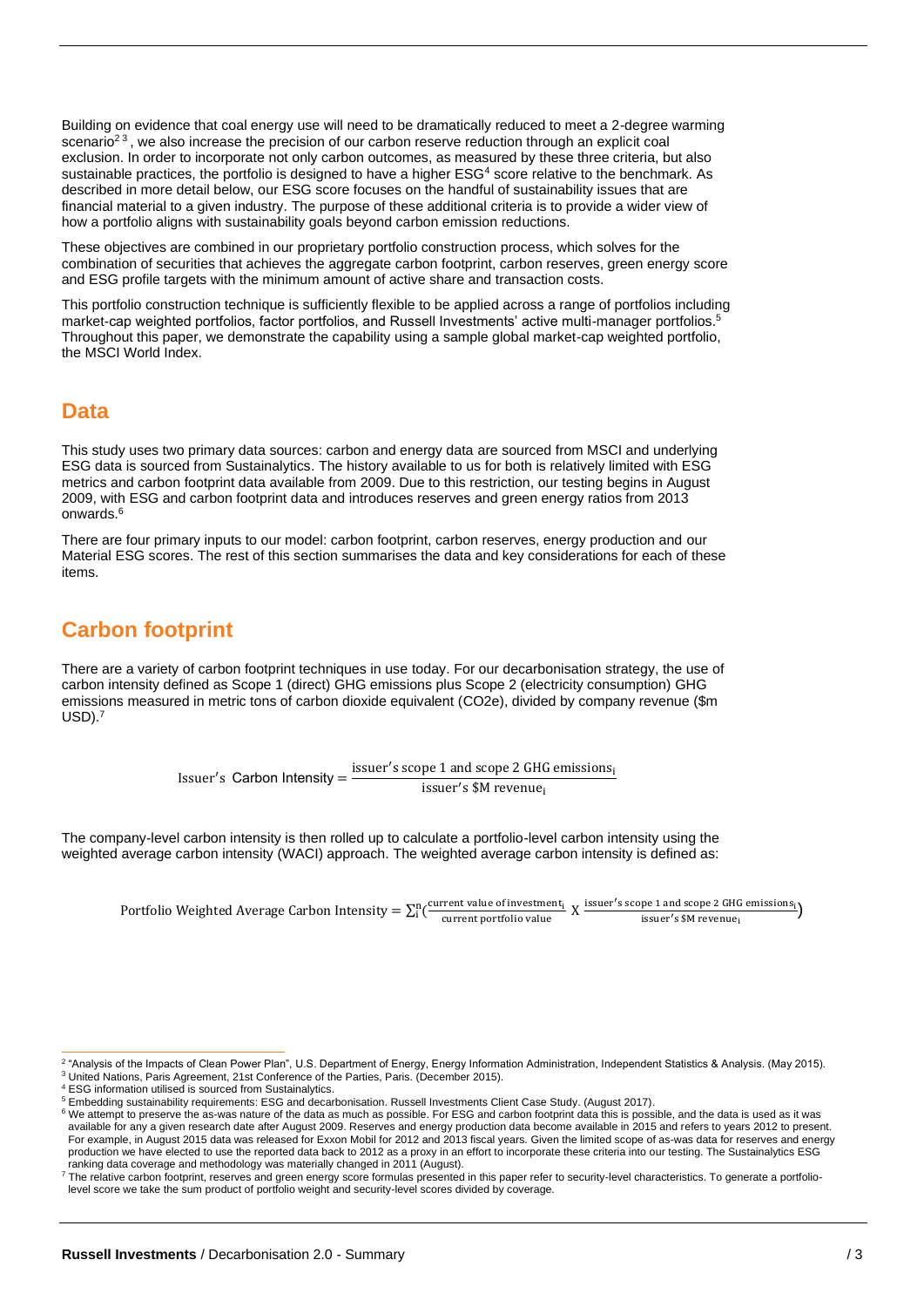Building on evidence that coal energy use will need to be dramatically reduced to meet a 2-degree warming scenario[2][3], we also increase the precision of our carbon reserve reduction through an explicit coal exclusion. In order to incorporate not only carbon outcomes, as measured by these three criteria, but also sustainable practices, the portfolio is designed to have a higher ESG[4] score relative to the benchmark. As described in more detail below, our ESG score focuses on the handful of sustainability issues that are financial material to a given industry. The purpose of these additional criteria is to provide a wider view of how a portfolio aligns with sustainability goals beyond carbon emission reductions.

These objectives are combined in our proprietary portfolio construction process, which solves for the combination of securities that achieves the aggregate carbon footprint, carbon reserves, green energy score and ESG profile targets with the minimum amount of active share and transaction costs.

This portfolio construction technique is sufficiently flexible to be applied across a range of portfolios including market-cap weighted portfolios, factor portfolios, and Russell Investments' active multi-manager portfolios.[5] Throughout this paper, we demonstrate the capability using a sample global market-cap weighted portfolio, the MSCI World Index.

## Data

This study uses two primary data sources: carbon and energy data are sourced from MSCI and underlying ESG data is sourced from Sustainalytics. The history available to us for both is relatively limited with ESG metrics and carbon footprint data available from 2009. Due to this restriction, our testing begins in August 2009, with ESG and carbon footprint data and introduces reserves and green energy ratios from 2013 onwards.[6]

There are four primary inputs to our model: carbon footprint, carbon reserves, energy production and our Material ESG scores. The rest of this section summarises the data and key considerations for each of these items.

## Carbon footprint

There are a variety of carbon footprint techniques in use today. For our decarbonisation strategy, the use of carbon intensity defined as Scope 1 (direct) GHG emissions plus Scope 2 (electricity consumption) GHG emissions measured in metric tons of carbon dioxide equivalent (CO2e), divided by company revenue ($m USD).[7]

$$\text{Issuer's Carbon Intensity} = \frac{\text{issuer's scope 1 and scope 2 GHG emissions}_i}{\text{issuer's \$M revenue}_i}$$

The company-level carbon intensity is then rolled up to calculate a portfolio-level carbon intensity using the weighted average carbon intensity (WACI) approach. The weighted average carbon intensity is defined as:

$$\text{Portfolio Weighted Average Carbon Intensity} = \sum_i^n \left(\frac{\text{current value of investment}_i}{\text{current portfolio value}} \times \frac{\text{issuer's scope 1 and scope 2 GHG emissions}_i}{\text{issuer's \$M revenue}_i}\right)$$

---

[2] "Analysis of the Impacts of Clean Power Plan", U.S. Department of Energy, Energy Information Administration, Independent Statistics & Analysis. (May 2015).
[3] United Nations, Paris Agreement, 21st Conference of the Parties, Paris. (December 2015).
[4] ESG information utilised is sourced from Sustainalytics.
[5] Embedding sustainability requirements: ESG and decarbonisation. Russell Investments Client Case Study. (August 2017).
[6] We attempt to preserve the as-was nature of the data as much as possible. For ESG and carbon footprint data this is possible, and the data is used as it was available for any a given research date after August 2009. Reserves and energy production data become available in 2015 and refers to years 2012 to present. For example, in August 2015 data was released for Exxon Mobil for 2012 and 2013 fiscal years. Given the limited scope of as-was data for reserves and energy production we have elected to use the reported data back to 2012 as a proxy in an effort to incorporate these criteria into our testing. The Sustainalytics ESG ranking data coverage and methodology was materially changed in 2011 (August).
[7] The relative carbon footprint, reserves and green energy score formulas presented in this paper refer to security-level characteristics. To generate a portfolio-level score we take the sum product of portfolio weight and security-level scores divided by coverage.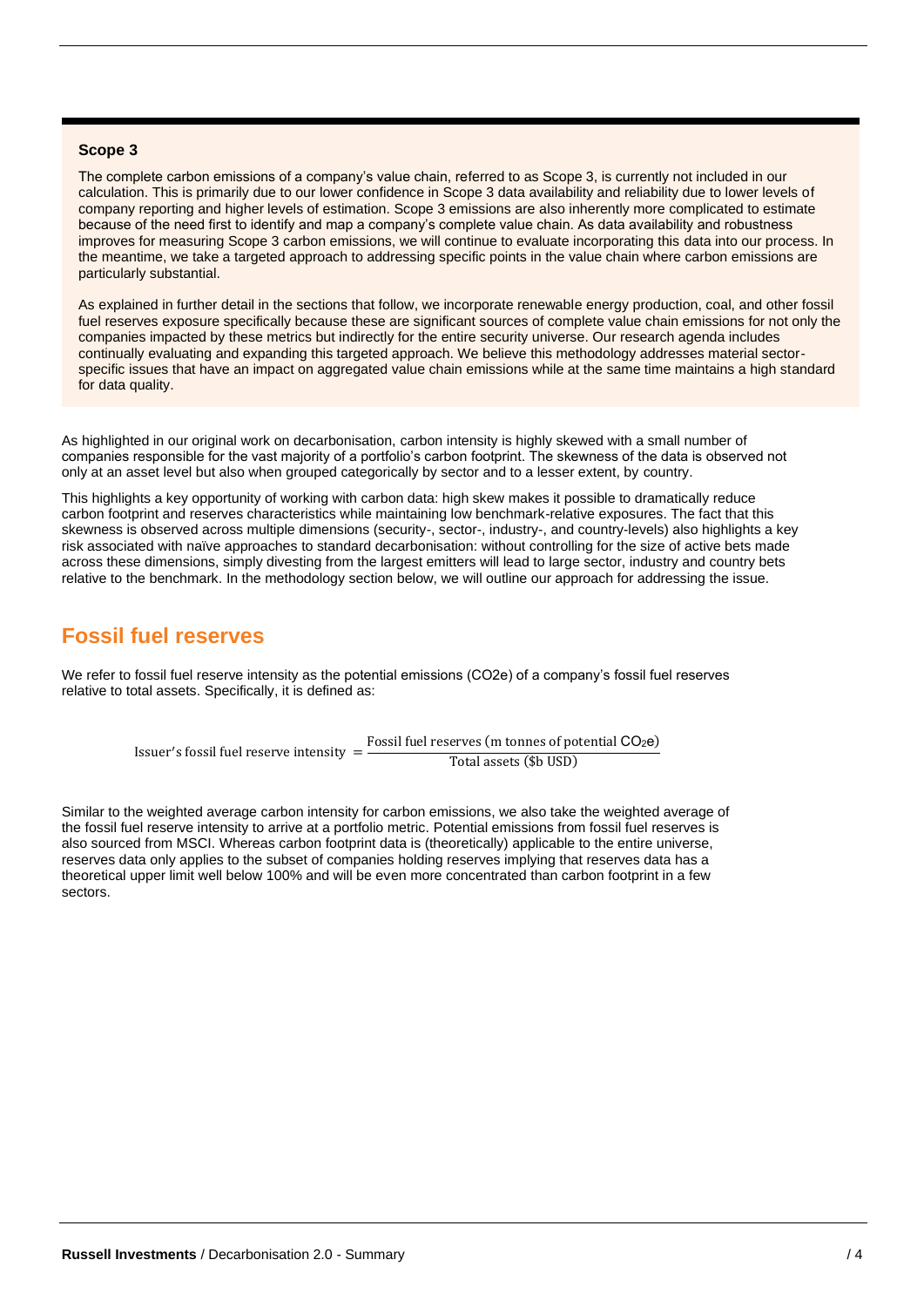### Scope 3

The complete carbon emissions of a company's value chain, referred to as Scope 3, is currently not included in our calculation. This is primarily due to our lower confidence in Scope 3 data availability and reliability due to lower levels of company reporting and higher levels of estimation. Scope 3 emissions are also inherently more complicated to estimate because of the need first to identify and map a company's complete value chain. As data availability and robustness improves for measuring Scope 3 carbon emissions, we will continue to evaluate incorporating this data into our process. In the meantime, we take a targeted approach to addressing specific points in the value chain where carbon emissions are particularly substantial.

As explained in further detail in the sections that follow, we incorporate renewable energy production, coal, and other fossil fuel reserves exposure specifically because these are significant sources of complete value chain emissions for not only the companies impacted by these metrics but indirectly for the entire security universe. Our research agenda includes continually evaluating and expanding this targeted approach. We believe this methodology addresses material sector-specific issues that have an impact on aggregated value chain emissions while at the same time maintains a high standard for data quality.

As highlighted in our original work on decarbonisation, carbon intensity is highly skewed with a small number of companies responsible for the vast majority of a portfolio's carbon footprint. The skewness of the data is observed not only at an asset level but also when grouped categorically by sector and to a lesser extent, by country.

This highlights a key opportunity of working with carbon data: high skew makes it possible to dramatically reduce carbon footprint and reserves characteristics while maintaining low benchmark-relative exposures. The fact that this skewness is observed across multiple dimensions (security-, sector-, industry-, and country-levels) also highlights a key risk associated with naïve approaches to standard decarbonisation: without controlling for the size of active bets made across these dimensions, simply divesting from the largest emitters will lead to large sector, industry and country bets relative to the benchmark. In the methodology section below, we will outline our approach for addressing the issue.

## Fossil fuel reserves

We refer to fossil fuel reserve intensity as the potential emissions ($CO_2e$) of a company's fossil fuel reserves relative to total assets. Specifically, it is defined as:

$$\text{Issuer's fossil fuel reserve intensity} = \frac{\text{Fossil fuel reserves (m tonnes of potential } CO_2e\text{)}}{\text{Total assets (\$b USD)}}$$

Similar to the weighted average carbon intensity for carbon emissions, we also take the weighted average of the fossil fuel reserve intensity to arrive at a portfolio metric. Potential emissions from fossil fuel reserves is also sourced from MSCI. Whereas carbon footprint data is (theoretically) applicable to the entire universe, reserves data only applies to the subset of companies holding reserves implying that reserves data has a theoretical upper limit well below 100% and will be even more concentrated than carbon footprint in a few sectors.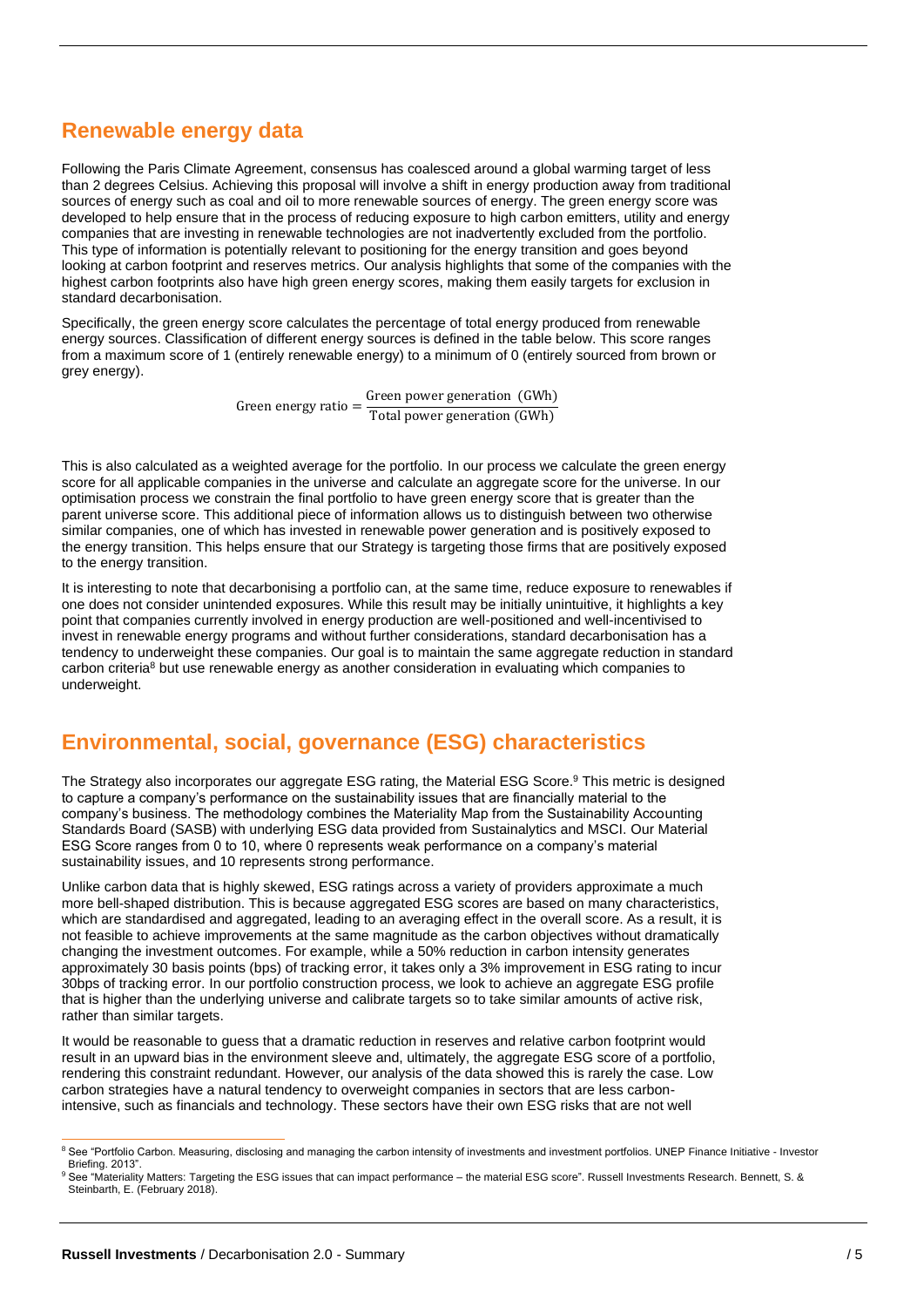## Renewable energy data

Following the Paris Climate Agreement, consensus has coalesced around a global warming target of less than 2 degrees Celsius. Achieving this proposal will involve a shift in energy production away from traditional sources of energy such as coal and oil to more renewable sources of energy. The green energy score was developed to help ensure that in the process of reducing exposure to high carbon emitters, utility and energy companies that are investing in renewable technologies are not inadvertently excluded from the portfolio. This type of information is potentially relevant to positioning for the energy transition and goes beyond looking at carbon footprint and reserves metrics. Our analysis highlights that some of the companies with the highest carbon footprints also have high green energy scores, making them easily targets for exclusion in standard decarbonisation.

Specifically, the green energy score calculates the percentage of total energy produced from renewable energy sources. Classification of different energy sources is defined in the table below. This score ranges from a maximum score of 1 (entirely renewable energy) to a minimum of 0 (entirely sourced from brown or grey energy).

$$\text{Green energy ratio} = \frac{\text{Green power generation (GWh)}}{\text{Total power generation (GWh)}}$$

This is also calculated as a weighted average for the portfolio. In our process we calculate the green energy score for all applicable companies in the universe and calculate an aggregate score for the universe. In our optimisation process we constrain the final portfolio to have green energy score that is greater than the parent universe score. This additional piece of information allows us to distinguish between two otherwise similar companies, one of which has invested in renewable power generation and is positively exposed to the energy transition. This helps ensure that our Strategy is targeting those firms that are positively exposed to the energy transition.

It is interesting to note that decarbonising a portfolio can, at the same time, reduce exposure to renewables if one does not consider unintended exposures. While this result may be initially unintuitive, it highlights a key point that companies currently involved in energy production are well-positioned and well-incentivised to invest in renewable energy programs and without further considerations, standard decarbonisation has a tendency to underweight these companies. Our goal is to maintain the same aggregate reduction in standard carbon criteria[8] but use renewable energy as another consideration in evaluating which companies to underweight.

## Environmental, social, governance (ESG) characteristics

The Strategy also incorporates our aggregate ESG rating, the Material ESG Score.[9] This metric is designed to capture a company's performance on the sustainability issues that are financially material to the company's business. The methodology combines the Materiality Map from the Sustainability Accounting Standards Board (SASB) with underlying ESG data provided from Sustainalytics and MSCI. Our Material ESG Score ranges from 0 to 10, where 0 represents weak performance on a company's material sustainability issues, and 10 represents strong performance.

Unlike carbon data that is highly skewed, ESG ratings across a variety of providers approximate a much more bell-shaped distribution. This is because aggregated ESG scores are based on many characteristics, which are standardised and aggregated, leading to an averaging effect in the overall score. As a result, it is not feasible to achieve improvements at the same magnitude as the carbon objectives without dramatically changing the investment outcomes. For example, while a 50% reduction in carbon intensity generates approximately 30 basis points (bps) of tracking error, it takes only a 3% improvement in ESG rating to incur 30bps of tracking error. In our portfolio construction process, we look to achieve an aggregate ESG profile that is higher than the underlying universe and calibrate targets so to take similar amounts of active risk, rather than similar targets.

It would be reasonable to guess that a dramatic reduction in reserves and relative carbon footprint would result in an upward bias in the environment sleeve and, ultimately, the aggregate ESG score of a portfolio, rendering this constraint redundant. However, our analysis of the data showed this is rarely the case. Low carbon strategies have a natural tendency to overweight companies in sectors that are less carbon-intensive, such as financials and technology. These sectors have their own ESG risks that are not well

[8] See "Portfolio Carbon. Measuring, disclosing and managing the carbon intensity of investments and investment portfolios. UNEP Finance Initiative - Investor Briefing. 2013".

[9] See "Materiality Matters: Targeting the ESG issues that can impact performance – the material ESG score". Russell Investments Research. Bennett, S. & Steinbarth, E. (February 2018).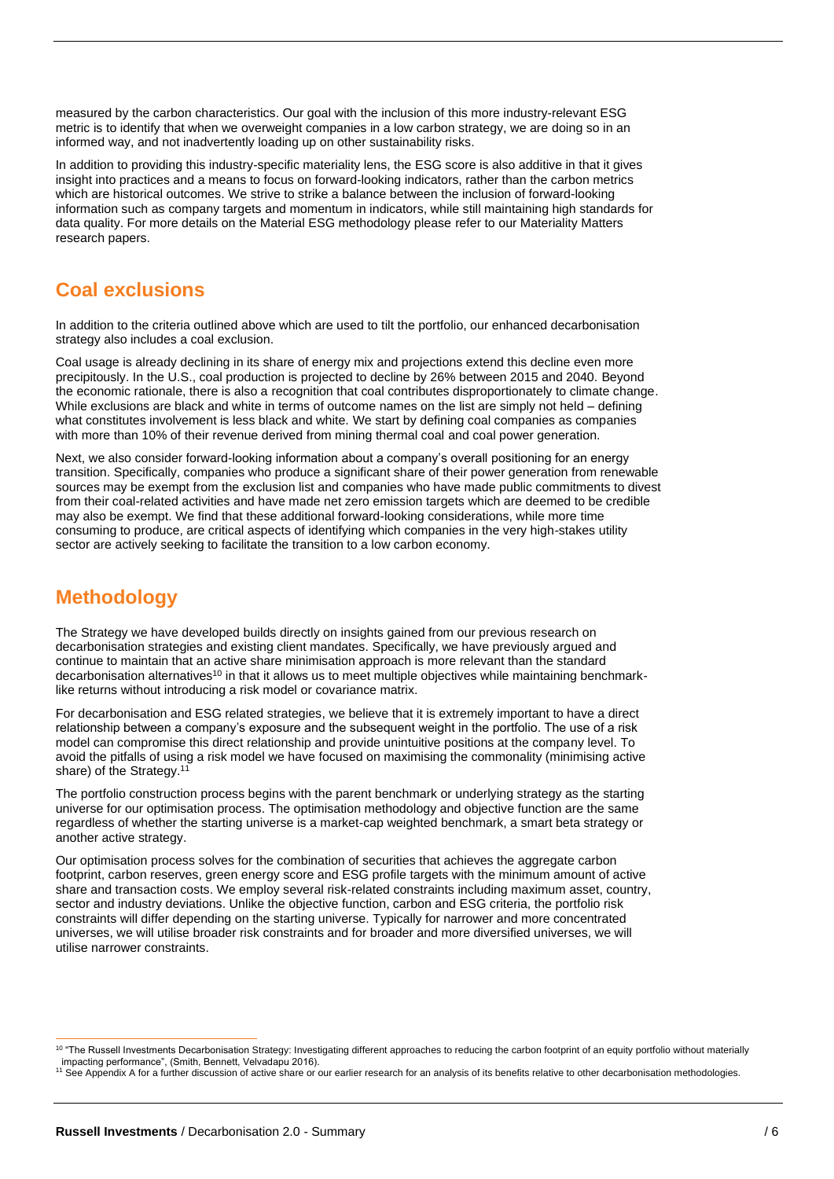measured by the carbon characteristics. Our goal with the inclusion of this more industry-relevant ESG metric is to identify that when we overweight companies in a low carbon strategy, we are doing so in an informed way, and not inadvertently loading up on other sustainability risks.

In addition to providing this industry-specific materiality lens, the ESG score is also additive in that it gives insight into practices and a means to focus on forward-looking indicators, rather than the carbon metrics which are historical outcomes. We strive to strike a balance between the inclusion of forward-looking information such as company targets and momentum in indicators, while still maintaining high standards for data quality. For more details on the Material ESG methodology please refer to our Materiality Matters research papers.

## Coal exclusions

In addition to the criteria outlined above which are used to tilt the portfolio, our enhanced decarbonisation strategy also includes a coal exclusion.

Coal usage is already declining in its share of energy mix and projections extend this decline even more precipitously. In the U.S., coal production is projected to decline by 26% between 2015 and 2040. Beyond the economic rationale, there is also a recognition that coal contributes disproportionately to climate change. While exclusions are black and white in terms of outcome names on the list are simply not held – defining what constitutes involvement is less black and white. We start by defining coal companies as companies with more than 10% of their revenue derived from mining thermal coal and coal power generation.

Next, we also consider forward-looking information about a company's overall positioning for an energy transition. Specifically, companies who produce a significant share of their power generation from renewable sources may be exempt from the exclusion list and companies who have made public commitments to divest from their coal-related activities and have made net zero emission targets which are deemed to be credible may also be exempt. We find that these additional forward-looking considerations, while more time consuming to produce, are critical aspects of identifying which companies in the very high-stakes utility sector are actively seeking to facilitate the transition to a low carbon economy.

## Methodology

The Strategy we have developed builds directly on insights gained from our previous research on decarbonisation strategies and existing client mandates. Specifically, we have previously argued and continue to maintain that an active share minimisation approach is more relevant than the standard decarbonisation alternatives[10] in that it allows us to meet multiple objectives while maintaining benchmark-like returns without introducing a risk model or covariance matrix.

For decarbonisation and ESG related strategies, we believe that it is extremely important to have a direct relationship between a company's exposure and the subsequent weight in the portfolio. The use of a risk model can compromise this direct relationship and provide unintuitive positions at the company level. To avoid the pitfalls of using a risk model we have focused on maximising the commonality (minimising active share) of the Strategy.[11]

The portfolio construction process begins with the parent benchmark or underlying strategy as the starting universe for our optimisation process. The optimisation methodology and objective function are the same regardless of whether the starting universe is a market-cap weighted benchmark, a smart beta strategy or another active strategy.

Our optimisation process solves for the combination of securities that achieves the aggregate carbon footprint, carbon reserves, green energy score and ESG profile targets with the minimum amount of active share and transaction costs. We employ several risk-related constraints including maximum asset, country, sector and industry deviations. Unlike the objective function, carbon and ESG criteria, the portfolio risk constraints will differ depending on the starting universe. Typically for narrower and more concentrated universes, we will utilise broader risk constraints and for broader and more diversified universes, we will utilise narrower constraints.

[10] "The Russell Investments Decarbonisation Strategy: Investigating different approaches to reducing the carbon footprint of an equity portfolio without materially impacting performance", (Smith, Bennett, Velvadapu 2016).

[11] See Appendix A for a further discussion of active share or our earlier research for an analysis of its benefits relative to other decarbonisation methodologies.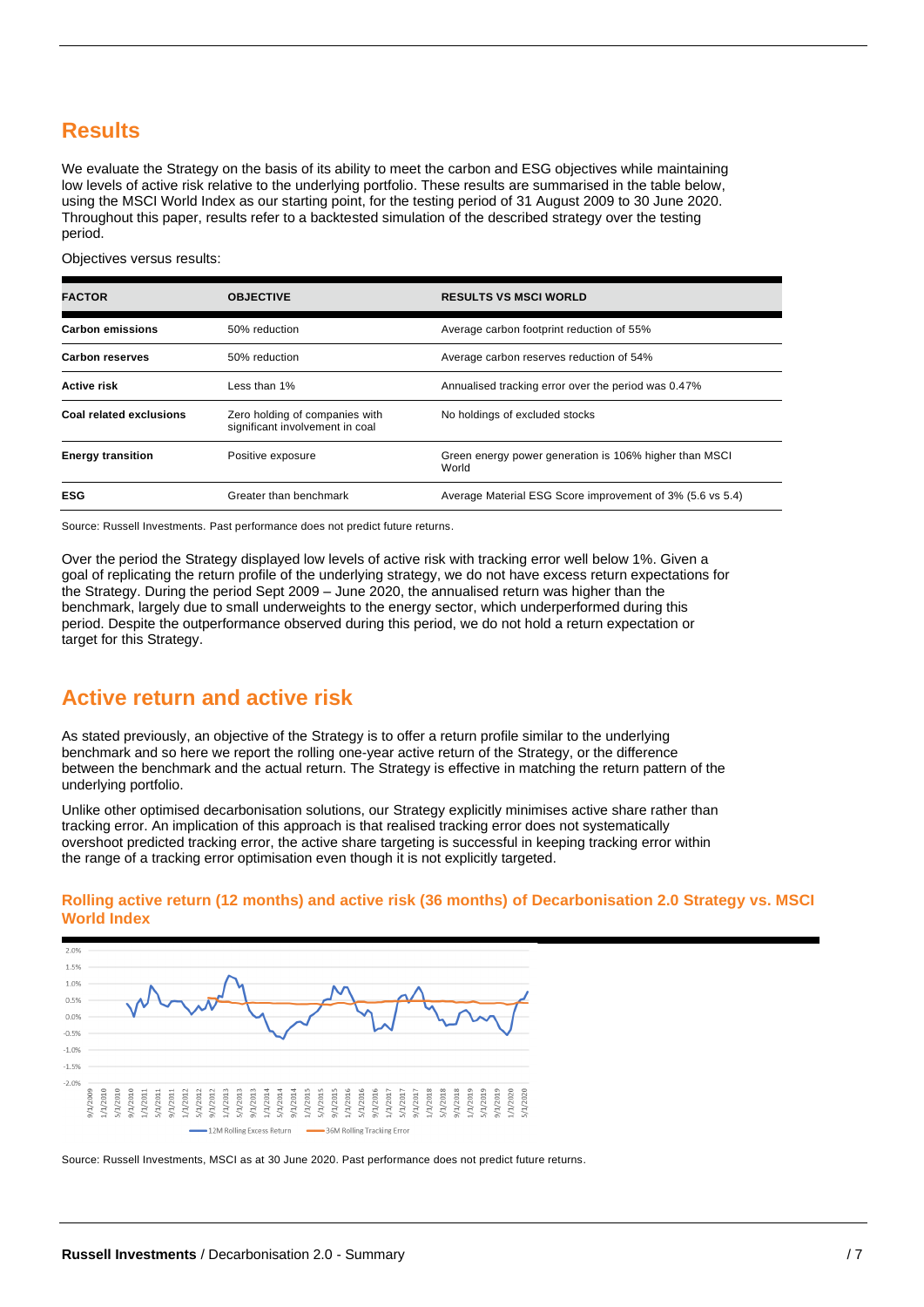## Results

We evaluate the Strategy on the basis of its ability to meet the carbon and ESG objectives while maintaining low levels of active risk relative to the underlying portfolio. These results are summarised in the table below, using the MSCI World Index as our starting point, for the testing period of 31 August 2009 to 30 June 2020. Throughout this paper, results refer to a backtested simulation of the described strategy over the testing period.

Objectives versus results:

| FACTOR | OBJECTIVE | RESULTS VS MSCI WORLD |
|---|---|---|
| **Carbon emissions** | 50% reduction | Average carbon footprint reduction of 55% |
| **Carbon reserves** | 50% reduction | Average carbon reserves reduction of 54% |
| **Active risk** | Less than 1% | Annualised tracking error over the period was 0.47% |
| **Coal related exclusions** | Zero holding of companies with significant involvement in coal | No holdings of excluded stocks |
| **Energy transition** | Positive exposure | Green energy power generation is 106% higher than MSCI World |
| **ESG** | Greater than benchmark | Average Material ESG Score improvement of 3% (5.6 vs 5.4) |

Source: Russell Investments. Past performance does not predict future returns.

Over the period the Strategy displayed low levels of active risk with tracking error well below 1%. Given a goal of replicating the return profile of the underlying strategy, we do not have excess return expectations for the Strategy. During the period Sept 2009 – June 2020, the annualised return was higher than the benchmark, largely due to small underweights to the energy sector, which underperformed during this period. Despite the outperformance observed during this period, we do not hold a return expectation or target for this Strategy.

## Active return and active risk

As stated previously, an objective of the Strategy is to offer a return profile similar to the underlying benchmark and so here we report the rolling one-year active return of the Strategy, or the difference between the benchmark and the actual return. The Strategy is effective in matching the return pattern of the underlying portfolio.

Unlike other optimised decarbonisation solutions, our Strategy explicitly minimises active share rather than tracking error. An implication of this approach is that realised tracking error does not systematically overshoot predicted tracking error, the active share targeting is successful in keeping tracking error within the range of a tracking error optimisation even though it is not explicitly targeted.

### Rolling active return (12 months) and active risk (36 months) of Decarbonisation 2.0 Strategy vs. MSCI World Index

2.0%
1.5%
1.0%
0.5%
0.0%
-0.5%
-1.0%
-1.5%
-2.0%

9/1/2009 1/1/2010 5/1/2010 9/1/2010 1/1/2011 5/1/2011 9/1/2011 1/1/2012 5/1/2012 9/1/2012 1/1/2013 5/1/2013 9/1/2013 1/1/2014 5/1/2014 9/1/2014 1/1/2015 5/1/2015 9/1/2015 1/1/2016 5/1/2016 9/1/2016 1/1/2017 5/1/2017 9/1/2017 1/1/2018 5/1/2018 9/1/2018 1/1/2019 5/1/2019 9/1/2019 1/1/2020 5/1/2020

12M Rolling Excess Return
36M Rolling Tracking Error

Source: Russell Investments, MSCI as at 30 June 2020. Past performance does not predict future returns.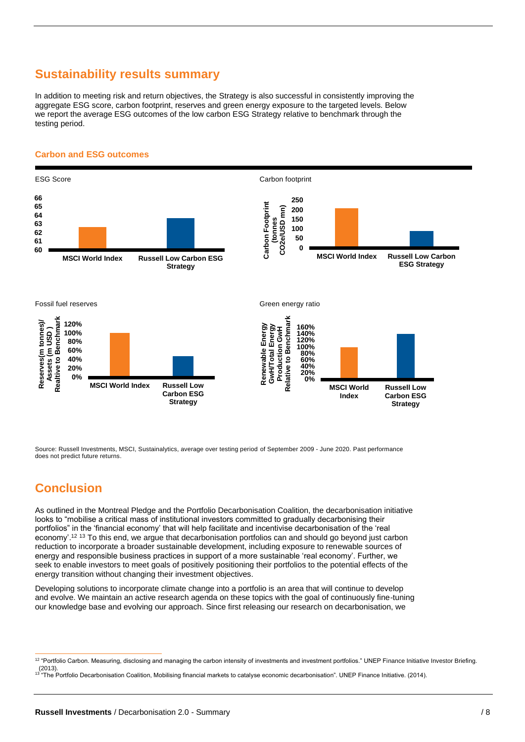## Sustainability results summary

In addition to meeting risk and return objectives, the Strategy is also successful in consistently improving the aggregate ESG score, carbon footprint, reserves and green energy exposure to the targeted levels. Below we report the average ESG outcomes of the low carbon ESG Strategy relative to benchmark through the testing period.

### Carbon and ESG outcomes

ESG Score

66
65
64
63
62
61
60

MSCI World Index
Russell Low Carbon ESG Strategy

Carbon footprint

Carbon Footprint (tonnes CO2e/USD mn)

250
200
150
100
50
0

MSCI World Index
Russell Low Carbon ESG Strategy

Fossil fuel reserves

Reserves(m tonnes)/ Assets (m USD ) Realtive to Benchmark

120%
100%
80%
60%
40%
20%
0%

MSCI World Index
Russell Low Carbon ESG Strategy

Green energy ratio

Renewable Energy GWH/Total Energy Production GwH Relative to Benchmark

160%
140%
120%
100%
80%
60%
40%
20%
0%

MSCI World Index
Russell Low Carbon ESG Strategy

Source: Russell Investments, MSCI, Sustainalytics, average over testing period of September 2009 - June 2020. Past performance does not predict future returns.

## Conclusion

As outlined in the Montreal Pledge and the Portfolio Decarbonisation Coalition, the decarbonisation initiative looks to "mobilise a critical mass of institutional investors committed to gradually decarbonising their portfolios" in the 'financial economy' that will help facilitate and incentivise decarbonisation of the 'real economy'.[12] [13] To this end, we argue that decarbonisation portfolios can and should go beyond just carbon reduction to incorporate a broader sustainable development, including exposure to renewable sources of energy and responsible business practices in support of a more sustainable 'real economy'. Further, we seek to enable investors to meet goals of positively positioning their portfolios to the potential effects of the energy transition without changing their investment objectives.

Developing solutions to incorporate climate change into a portfolio is an area that will continue to develop and evolve. We maintain an active research agenda on these topics with the goal of continuously fine-tuning our knowledge base and evolving our approach. Since first releasing our research on decarbonisation, we

[12] "Portfolio Carbon. Measuring, disclosing and managing the carbon intensity of investments and investment portfolios." UNEP Finance Initiative Investor Briefing. (2013).

[13] "The Portfolio Decarbonisation Coalition, Mobilising financial markets to catalyse economic decarbonisation". UNEP Finance Initiative. (2014).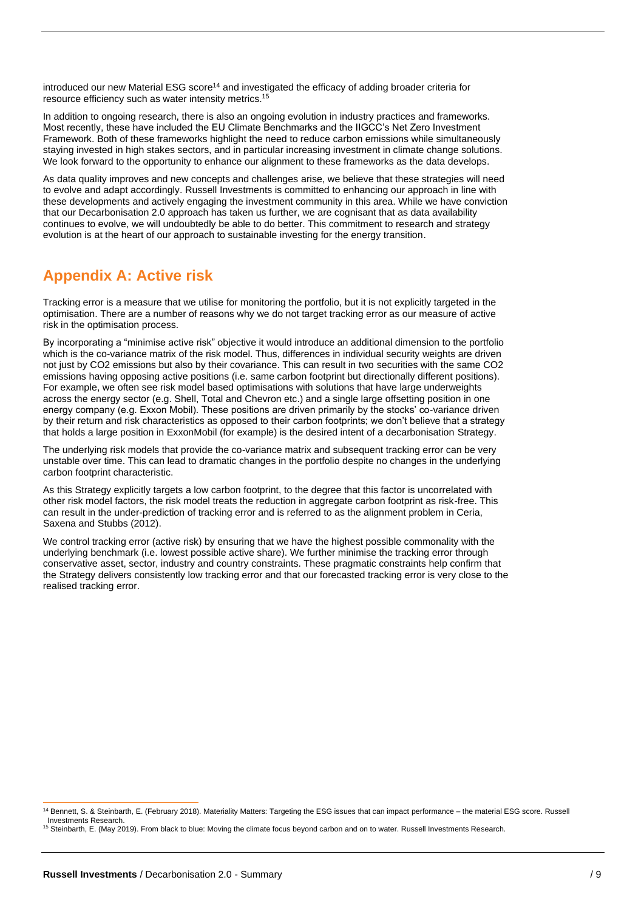introduced our new Material ESG score[14] and investigated the efficacy of adding broader criteria for resource efficiency such as water intensity metrics.[15]

In addition to ongoing research, there is also an ongoing evolution in industry practices and frameworks. Most recently, these have included the EU Climate Benchmarks and the IIGCC's Net Zero Investment Framework. Both of these frameworks highlight the need to reduce carbon emissions while simultaneously staying invested in high stakes sectors, and in particular increasing investment in climate change solutions. We look forward to the opportunity to enhance our alignment to these frameworks as the data develops.

As data quality improves and new concepts and challenges arise, we believe that these strategies will need to evolve and adapt accordingly. Russell Investments is committed to enhancing our approach in line with these developments and actively engaging the investment community in this area. While we have conviction that our Decarbonisation 2.0 approach has taken us further, we are cognisant that as data availability continues to evolve, we will undoubtedly be able to do better. This commitment to research and strategy evolution is at the heart of our approach to sustainable investing for the energy transition.

## Appendix A: Active risk

Tracking error is a measure that we utilise for monitoring the portfolio, but it is not explicitly targeted in the optimisation. There are a number of reasons why we do not target tracking error as our measure of active risk in the optimisation process.

By incorporating a "minimise active risk" objective it would introduce an additional dimension to the portfolio which is the co-variance matrix of the risk model. Thus, differences in individual security weights are driven not just by CO2 emissions but also by their covariance. This can result in two securities with the same CO2 emissions having opposing active positions (i.e. same carbon footprint but directionally different positions). For example, we often see risk model based optimisations with solutions that have large underweights across the energy sector (e.g. Shell, Total and Chevron etc.) and a single large offsetting position in one energy company (e.g. Exxon Mobil). These positions are driven primarily by the stocks' co-variance driven by their return and risk characteristics as opposed to their carbon footprints; we don't believe that a strategy that holds a large position in ExxonMobil (for example) is the desired intent of a decarbonisation Strategy.

The underlying risk models that provide the co-variance matrix and subsequent tracking error can be very unstable over time. This can lead to dramatic changes in the portfolio despite no changes in the underlying carbon footprint characteristic.

As this Strategy explicitly targets a low carbon footprint, to the degree that this factor is uncorrelated with other risk model factors, the risk model treats the reduction in aggregate carbon footprint as risk-free. This can result in the under-prediction of tracking error and is referred to as the alignment problem in Ceria, Saxena and Stubbs (2012).

We control tracking error (active risk) by ensuring that we have the highest possible commonality with the underlying benchmark (i.e. lowest possible active share). We further minimise the tracking error through conservative asset, sector, industry and country constraints. These pragmatic constraints help confirm that the Strategy delivers consistently low tracking error and that our forecasted tracking error is very close to the realised tracking error.

[14] Bennett, S. & Steinbarth, E. (February 2018). Materiality Matters: Targeting the ESG issues that can impact performance – the material ESG score. Russell Investments Research.

[15] Steinbarth, E. (May 2019). From black to blue: Moving the climate focus beyond carbon and on to water. Russell Investments Research.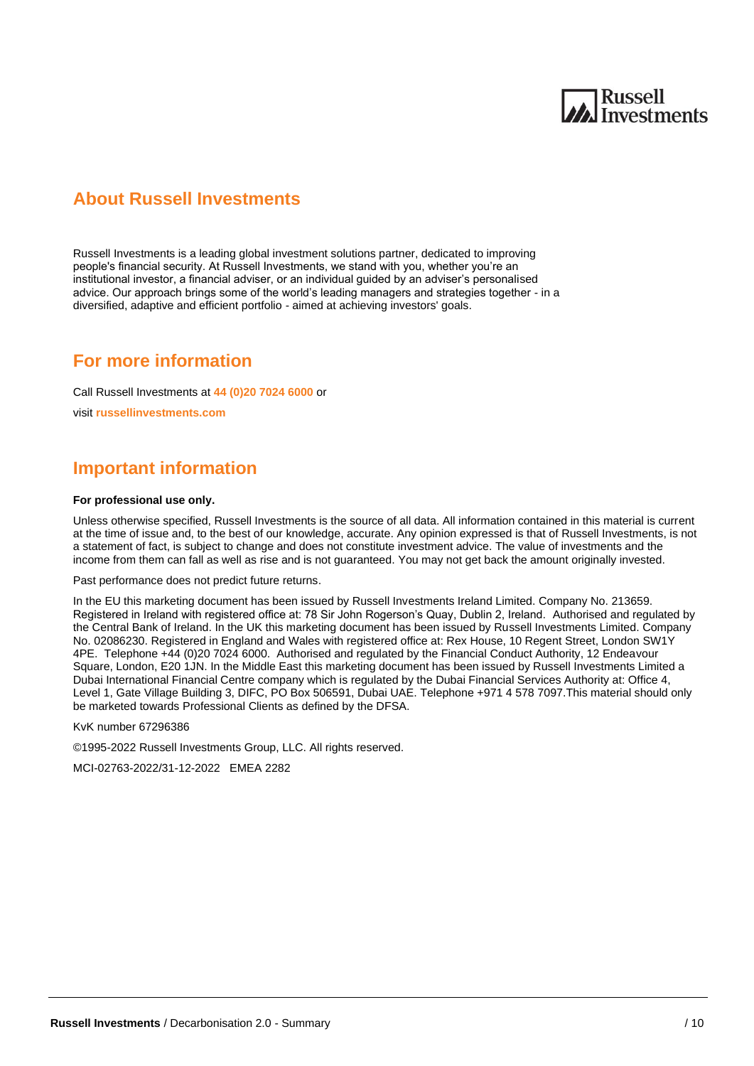## About Russell Investments

Russell Investments is a leading global investment solutions partner, dedicated to improving people's financial security. At Russell Investments, we stand with you, whether you're an institutional investor, a financial adviser, or an individual guided by an adviser's personalised advice. Our approach brings some of the world's leading managers and strategies together - in a diversified, adaptive and efficient portfolio - aimed at achieving investors' goals.

## For more information

Call Russell Investments at **44 (0)20 7024 6000** or

visit **russellinvestments.com**

## Important information

**For professional use only.**

Unless otherwise specified, Russell Investments is the source of all data. All information contained in this material is current at the time of issue and, to the best of our knowledge, accurate. Any opinion expressed is that of Russell Investments, is not a statement of fact, is subject to change and does not constitute investment advice. The value of investments and the income from them can fall as well as rise and is not guaranteed. You may not get back the amount originally invested.

Past performance does not predict future returns.

In the EU this marketing document has been issued by Russell Investments Ireland Limited. Company No. 213659. Registered in Ireland with registered office at: 78 Sir John Rogerson's Quay, Dublin 2, Ireland. Authorised and regulated by the Central Bank of Ireland. In the UK this marketing document has been issued by Russell Investments Limited. Company No. 02086230. Registered in England and Wales with registered office at: Rex House, 10 Regent Street, London SW1Y 4PE. Telephone +44 (0)20 7024 6000. Authorised and regulated by the Financial Conduct Authority, 12 Endeavour Square, London, E20 1JN. In the Middle East this marketing document has been issued by Russell Investments Limited a Dubai International Financial Centre company which is regulated by the Dubai Financial Services Authority at: Office 4, Level 1, Gate Village Building 3, DIFC, PO Box 506591, Dubai UAE. Telephone +971 4 578 7097.This material should only be marketed towards Professional Clients as defined by the DFSA.

KvK number 67296386

©1995-2022 Russell Investments Group, LLC. All rights reserved.

MCI-02763-2022/31-12-2022 EMEA 2282